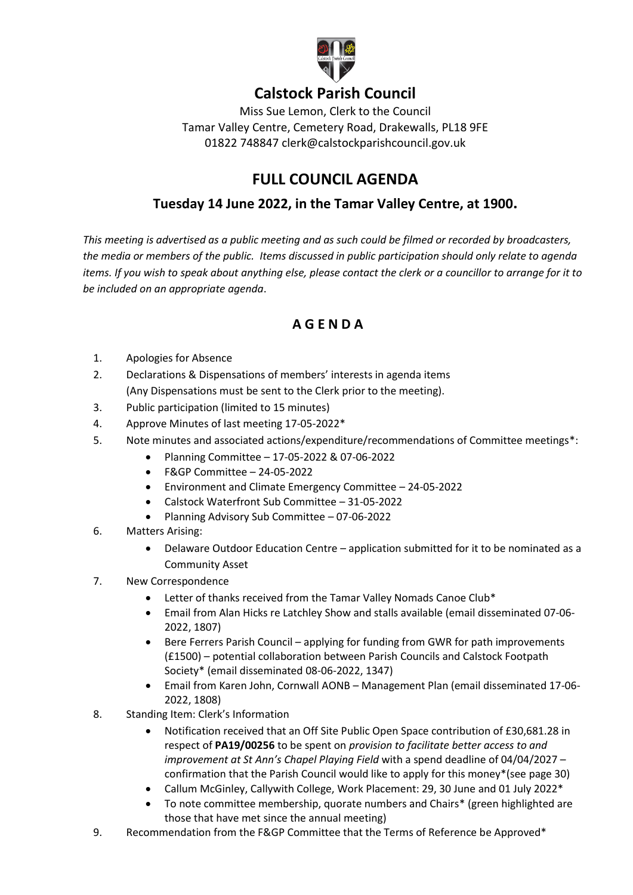# Calstock Parish Council

Miss Sue Lemon, Clerk to the Council
Tamar Valley Centre, Cemetery Road, Drakewalls, PL18 9FE
01822 748847 clerk@calstockparishcouncil.gov.uk

## FULL COUNCIL AGENDA

### Tuesday 14 June 2022, in the Tamar Valley Centre, at 1900.

*This meeting is advertised as a public meeting and as such could be filmed or recorded by broadcasters, the media or members of the public. Items discussed in public participation should only relate to agenda items. If you wish to speak about anything else, please contact the clerk or a councillor to arrange for it to be included on an appropriate agenda*.

## A G E N D A

1. Apologies for Absence
2. Declarations & Dispensations of members' interests in agenda items
   (Any Dispensations must be sent to the Clerk prior to the meeting).
3. Public participation (limited to 15 minutes)
4. Approve Minutes of last meeting 17-05-2022*
5. Note minutes and associated actions/expenditure/recommendations of Committee meetings*:
   - Planning Committee – 17-05-2022 & 07-06-2022
   - F&GP Committee – 24-05-2022
   - Environment and Climate Emergency Committee – 24-05-2022
   - Calstock Waterfront Sub Committee – 31-05-2022
   - Planning Advisory Sub Committee – 07-06-2022
6. Matters Arising:
   - Delaware Outdoor Education Centre – application submitted for it to be nominated as a Community Asset
7. New Correspondence
   - Letter of thanks received from the Tamar Valley Nomads Canoe Club*
   - Email from Alan Hicks re Latchley Show and stalls available (email disseminated 07-06-2022, 1807)
   - Bere Ferrers Parish Council – applying for funding from GWR for path improvements (£1500) – potential collaboration between Parish Councils and Calstock Footpath Society* (email disseminated 08-06-2022, 1347)
   - Email from Karen John, Cornwall AONB – Management Plan (email disseminated 17-06-2022, 1808)
8. Standing Item: Clerk's Information
   - Notification received that an Off Site Public Open Space contribution of £30,681.28 in respect of **PA19/00256** to be spent on *provision to facilitate better access to and improvement at St Ann's Chapel Playing Field* with a spend deadline of 04/04/2027 – confirmation that the Parish Council would like to apply for this money*(see page 30)
   - Callum McGinley, Callywith College, Work Placement: 29, 30 June and 01 July 2022*
   - To note committee membership, quorate numbers and Chairs* (green highlighted are those that have met since the annual meeting)
9. Recommendation from the F&GP Committee that the Terms of Reference be Approved*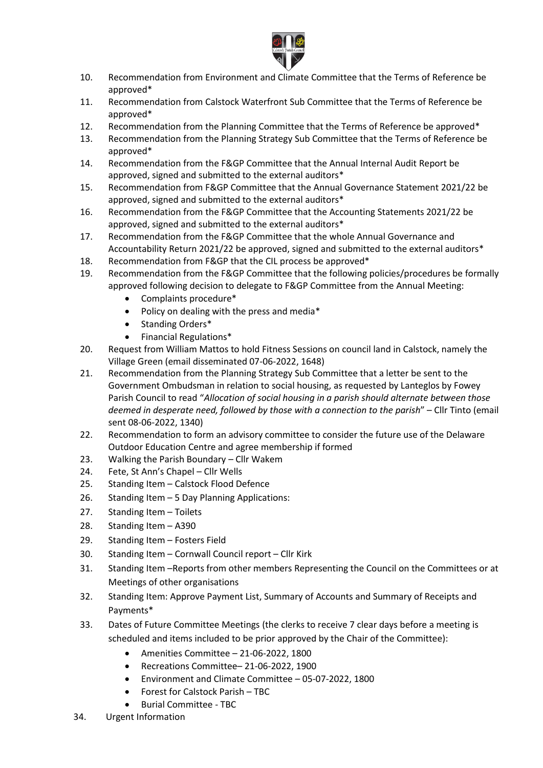10. Recommendation from Environment and Climate Committee that the Terms of Reference be approved*
11. Recommendation from Calstock Waterfront Sub Committee that the Terms of Reference be approved*
12. Recommendation from the Planning Committee that the Terms of Reference be approved*
13. Recommendation from the Planning Strategy Sub Committee that the Terms of Reference be approved*
14. Recommendation from the F&GP Committee that the Annual Internal Audit Report be approved, signed and submitted to the external auditors*
15. Recommendation from F&GP Committee that the Annual Governance Statement 2021/22 be approved, signed and submitted to the external auditors*
16. Recommendation from the F&GP Committee that the Accounting Statements 2021/22 be approved, signed and submitted to the external auditors*
17. Recommendation from the F&GP Committee that the whole Annual Governance and Accountability Return 2021/22 be approved, signed and submitted to the external auditors*
18. Recommendation from F&GP that the CIL process be approved*
19. Recommendation from the F&GP Committee that the following policies/procedures be formally approved following decision to delegate to F&GP Committee from the Annual Meeting:
    - Complaints procedure*
    - Policy on dealing with the press and media*
    - Standing Orders*
    - Financial Regulations*
20. Request from William Mattos to hold Fitness Sessions on council land in Calstock, namely the Village Green (email disseminated 07-06-2022, 1648)
21. Recommendation from the Planning Strategy Sub Committee that a letter be sent to the Government Ombudsman in relation to social housing, as requested by Lanteglos by Fowey Parish Council to read "*Allocation of social housing in a parish should alternate between those deemed in desperate need, followed by those with a connection to the parish*" – Cllr Tinto (email sent 08-06-2022, 1340)
22. Recommendation to form an advisory committee to consider the future use of the Delaware Outdoor Education Centre and agree membership if formed
23. Walking the Parish Boundary – Cllr Wakem
24. Fete, St Ann's Chapel – Cllr Wells
25. Standing Item – Calstock Flood Defence
26. Standing Item – 5 Day Planning Applications:
27. Standing Item – Toilets
28. Standing Item – A390
29. Standing Item – Fosters Field
30. Standing Item – Cornwall Council report – Cllr Kirk
31. Standing Item –Reports from other members Representing the Council on the Committees or at Meetings of other organisations
32. Standing Item: Approve Payment List, Summary of Accounts and Summary of Receipts and Payments*
33. Dates of Future Committee Meetings (the clerks to receive 7 clear days before a meeting is scheduled and items included to be prior approved by the Chair of the Committee):
    - Amenities Committee – 21-06-2022, 1800
    - Recreations Committee– 21-06-2022, 1900
    - Environment and Climate Committee – 05-07-2022, 1800
    - Forest for Calstock Parish – TBC
    - Burial Committee - TBC
34. Urgent Information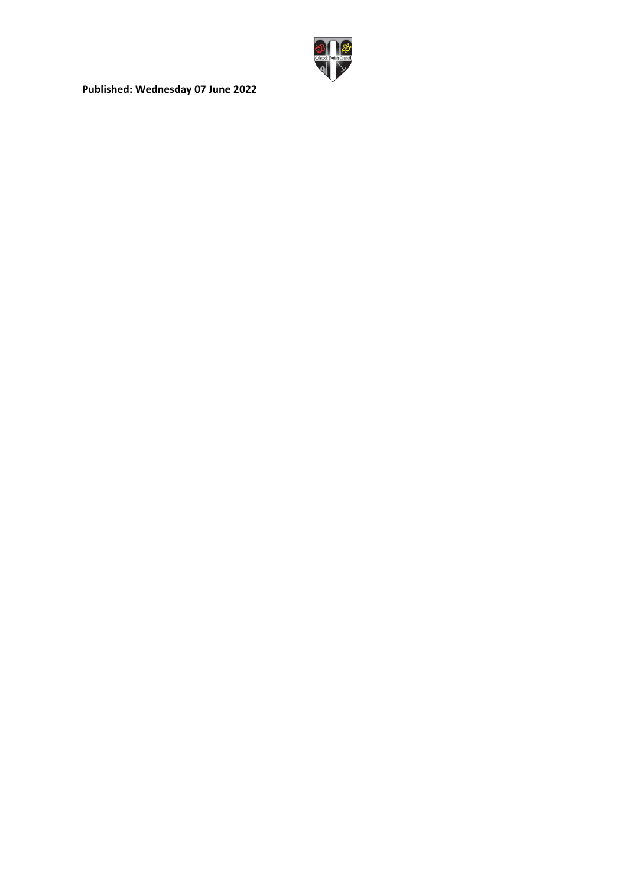**Published: Wednesday 07 June 2022**